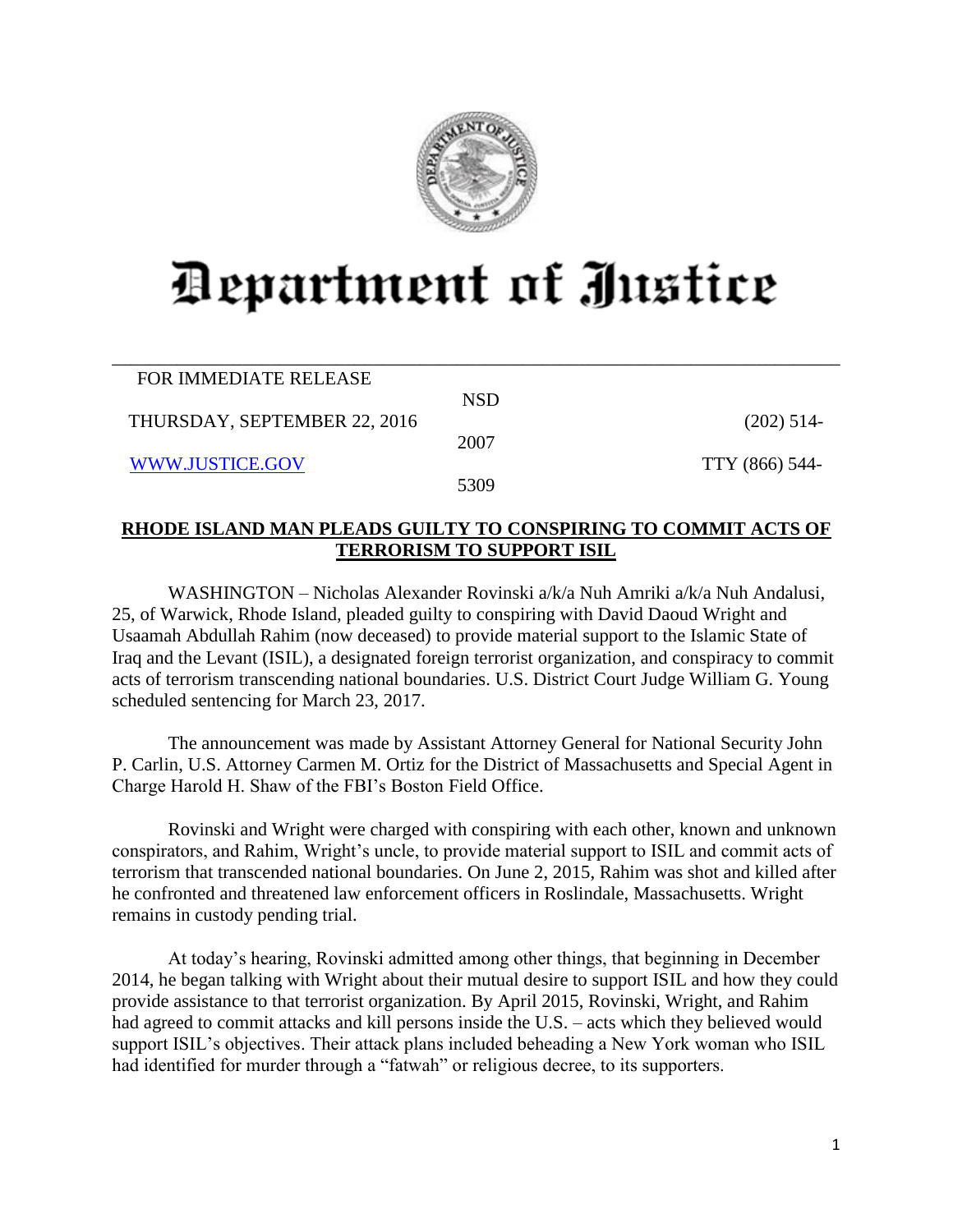# Department of Justice

FOR IMMEDIATE RELEASE

THURSDAY, SEPTEMBER 22, 2016

WWW.JUSTICE.GOV

NSD

(202) 514-2007

TTY (866) 544-5309

**RHODE ISLAND MAN PLEADS GUILTY TO CONSPIRING TO COMMIT ACTS OF TERRORISM TO SUPPORT ISIL**

WASHINGTON – Nicholas Alexander Rovinski a/k/a Nuh Amriki a/k/a Nuh Andalusi, 25, of Warwick, Rhode Island, pleaded guilty to conspiring with David Daoud Wright and Usaamah Abdullah Rahim (now deceased) to provide material support to the Islamic State of Iraq and the Levant (ISIL), a designated foreign terrorist organization, and conspiracy to commit acts of terrorism transcending national boundaries. U.S. District Court Judge William G. Young scheduled sentencing for March 23, 2017.

The announcement was made by Assistant Attorney General for National Security John P. Carlin, U.S. Attorney Carmen M. Ortiz for the District of Massachusetts and Special Agent in Charge Harold H. Shaw of the FBI's Boston Field Office.

Rovinski and Wright were charged with conspiring with each other, known and unknown conspirators, and Rahim, Wright's uncle, to provide material support to ISIL and commit acts of terrorism that transcended national boundaries. On June 2, 2015, Rahim was shot and killed after he confronted and threatened law enforcement officers in Roslindale, Massachusetts. Wright remains in custody pending trial.

At today's hearing, Rovinski admitted among other things, that beginning in December 2014, he began talking with Wright about their mutual desire to support ISIL and how they could provide assistance to that terrorist organization. By April 2015, Rovinski, Wright, and Rahim had agreed to commit attacks and kill persons inside the U.S. – acts which they believed would support ISIL's objectives. Their attack plans included beheading a New York woman who ISIL had identified for murder through a "fatwah" or religious decree, to its supporters.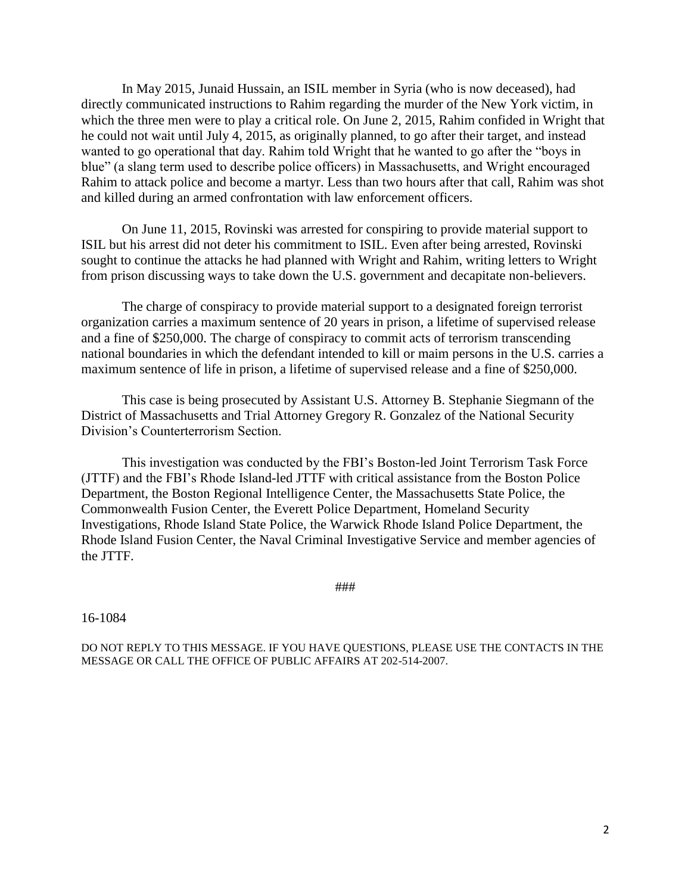In May 2015, Junaid Hussain, an ISIL member in Syria (who is now deceased), had directly communicated instructions to Rahim regarding the murder of the New York victim, in which the three men were to play a critical role. On June 2, 2015, Rahim confided in Wright that he could not wait until July 4, 2015, as originally planned, to go after their target, and instead wanted to go operational that day. Rahim told Wright that he wanted to go after the "boys in blue" (a slang term used to describe police officers) in Massachusetts, and Wright encouraged Rahim to attack police and become a martyr. Less than two hours after that call, Rahim was shot and killed during an armed confrontation with law enforcement officers.

On June 11, 2015, Rovinski was arrested for conspiring to provide material support to ISIL but his arrest did not deter his commitment to ISIL. Even after being arrested, Rovinski sought to continue the attacks he had planned with Wright and Rahim, writing letters to Wright from prison discussing ways to take down the U.S. government and decapitate non-believers.

The charge of conspiracy to provide material support to a designated foreign terrorist organization carries a maximum sentence of 20 years in prison, a lifetime of supervised release and a fine of $250,000. The charge of conspiracy to commit acts of terrorism transcending national boundaries in which the defendant intended to kill or maim persons in the U.S. carries a maximum sentence of life in prison, a lifetime of supervised release and a fine of $250,000.

This case is being prosecuted by Assistant U.S. Attorney B. Stephanie Siegmann of the District of Massachusetts and Trial Attorney Gregory R. Gonzalez of the National Security Division's Counterterrorism Section.

This investigation was conducted by the FBI's Boston-led Joint Terrorism Task Force (JTTF) and the FBI's Rhode Island-led JTTF with critical assistance from the Boston Police Department, the Boston Regional Intelligence Center, the Massachusetts State Police, the Commonwealth Fusion Center, the Everett Police Department, Homeland Security Investigations, Rhode Island State Police, the Warwick Rhode Island Police Department, the Rhode Island Fusion Center, the Naval Criminal Investigative Service and member agencies of the JTTF.

###

16-1084

DO NOT REPLY TO THIS MESSAGE. IF YOU HAVE QUESTIONS, PLEASE USE THE CONTACTS IN THE MESSAGE OR CALL THE OFFICE OF PUBLIC AFFAIRS AT 202-514-2007.